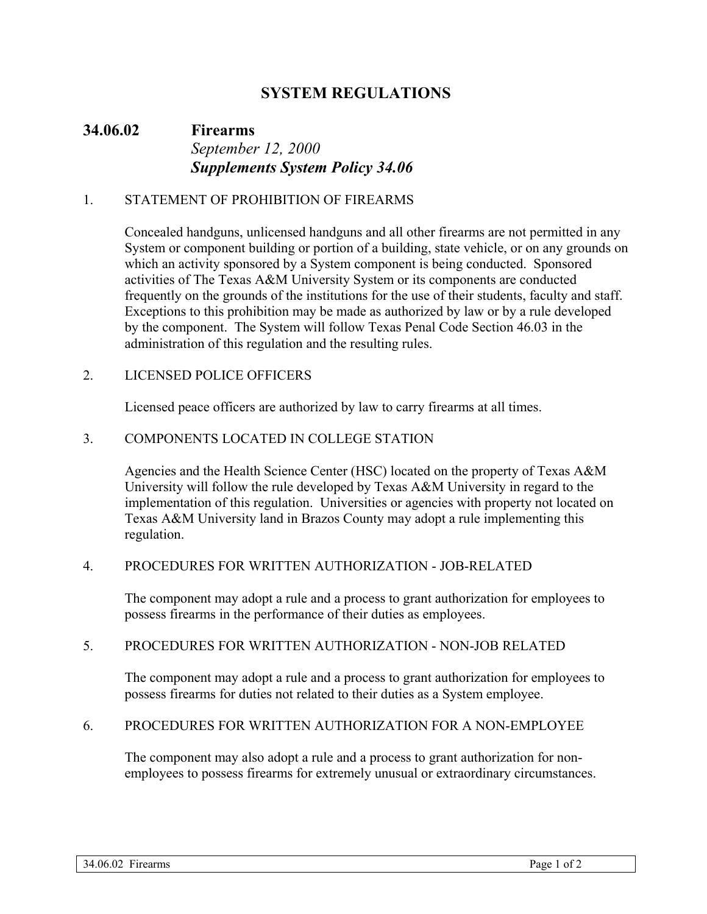# SYSTEM REGULATIONS

## 34.06.02 Firearms

*September 12, 2000*

***Supplements System Policy 34.06***

### 1. STATEMENT OF PROHIBITION OF FIREARMS

Concealed handguns, unlicensed handguns and all other firearms are not permitted in any System or component building or portion of a building, state vehicle, or on any grounds on which an activity sponsored by a System component is being conducted. Sponsored activities of The Texas A&M University System or its components are conducted frequently on the grounds of the institutions for the use of their students, faculty and staff. Exceptions to this prohibition may be made as authorized by law or by a rule developed by the component. The System will follow Texas Penal Code Section 46.03 in the administration of this regulation and the resulting rules.

### 2. LICENSED POLICE OFFICERS

Licensed peace officers are authorized by law to carry firearms at all times.

### 3. COMPONENTS LOCATED IN COLLEGE STATION

Agencies and the Health Science Center (HSC) located on the property of Texas A&M University will follow the rule developed by Texas A&M University in regard to the implementation of this regulation. Universities or agencies with property not located on Texas A&M University land in Brazos County may adopt a rule implementing this regulation.

### 4. PROCEDURES FOR WRITTEN AUTHORIZATION - JOB-RELATED

The component may adopt a rule and a process to grant authorization for employees to possess firearms in the performance of their duties as employees.

### 5. PROCEDURES FOR WRITTEN AUTHORIZATION - NON-JOB RELATED

The component may adopt a rule and a process to grant authorization for employees to possess firearms for duties not related to their duties as a System employee.

### 6. PROCEDURES FOR WRITTEN AUTHORIZATION FOR A NON-EMPLOYEE

The component may also adopt a rule and a process to grant authorization for non-employees to possess firearms for extremely unusual or extraordinary circumstances.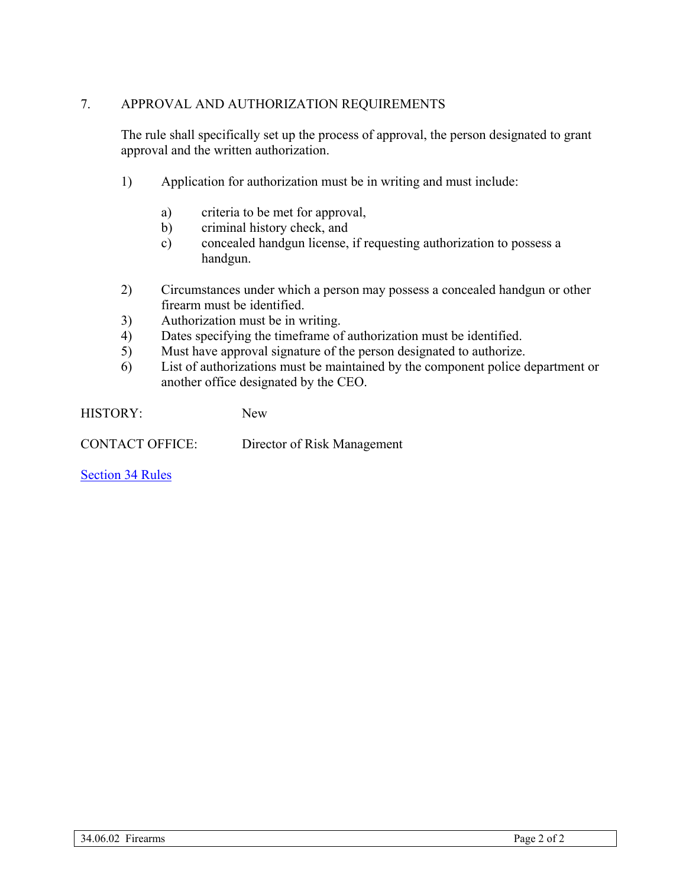7. APPROVAL AND AUTHORIZATION REQUIREMENTS

The rule shall specifically set up the process of approval, the person designated to grant approval and the written authorization.

1) Application for authorization must be in writing and must include:

   a) criteria to be met for approval,
   b) criminal history check, and
   c) concealed handgun license, if requesting authorization to possess a handgun.

2) Circumstances under which a person may possess a concealed handgun or other firearm must be identified.
3) Authorization must be in writing.
4) Dates specifying the timeframe of authorization must be identified.
5) Must have approval signature of the person designated to authorize.
6) List of authorizations must be maintained by the component police department or another office designated by the CEO.

HISTORY: New

CONTACT OFFICE: Director of Risk Management

Section 34 Rules